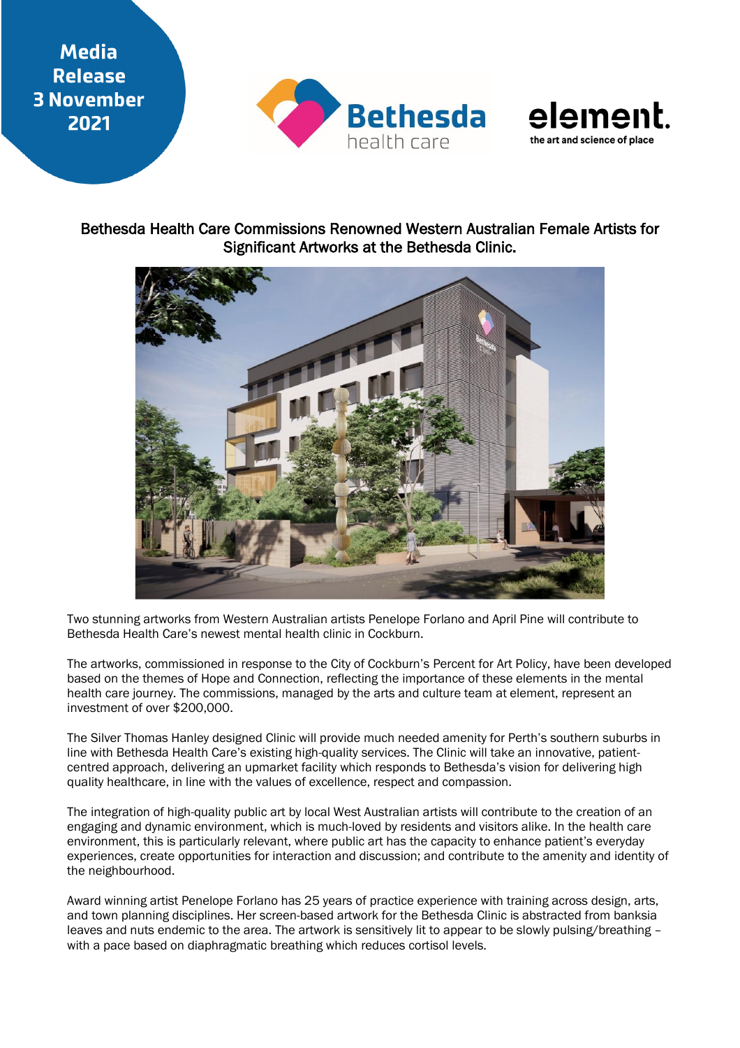**Media Release 3 November 2021**

Bethesda health care

element. the art and science of place

## Bethesda Health Care Commissions Renowned Western Australian Female Artists for Significant Artworks at the Bethesda Clinic.

Two stunning artworks from Western Australian artists Penelope Forlano and April Pine will contribute to Bethesda Health Care's newest mental health clinic in Cockburn.

The artworks, commissioned in response to the City of Cockburn's Percent for Art Policy, have been developed based on the themes of Hope and Connection, reflecting the importance of these elements in the mental health care journey. The commissions, managed by the arts and culture team at element, represent an investment of over $200,000.

The Silver Thomas Hanley designed Clinic will provide much needed amenity for Perth's southern suburbs in line with Bethesda Health Care's existing high-quality services. The Clinic will take an innovative, patient-centred approach, delivering an upmarket facility which responds to Bethesda's vision for delivering high quality healthcare, in line with the values of excellence, respect and compassion.

The integration of high-quality public art by local West Australian artists will contribute to the creation of an engaging and dynamic environment, which is much-loved by residents and visitors alike. In the health care environment, this is particularly relevant, where public art has the capacity to enhance patient's everyday experiences, create opportunities for interaction and discussion; and contribute to the amenity and identity of the neighbourhood.

Award winning artist Penelope Forlano has 25 years of practice experience with training across design, arts, and town planning disciplines. Her screen-based artwork for the Bethesda Clinic is abstracted from banksia leaves and nuts endemic to the area. The artwork is sensitively lit to appear to be slowly pulsing/breathing – with a pace based on diaphragmatic breathing which reduces cortisol levels.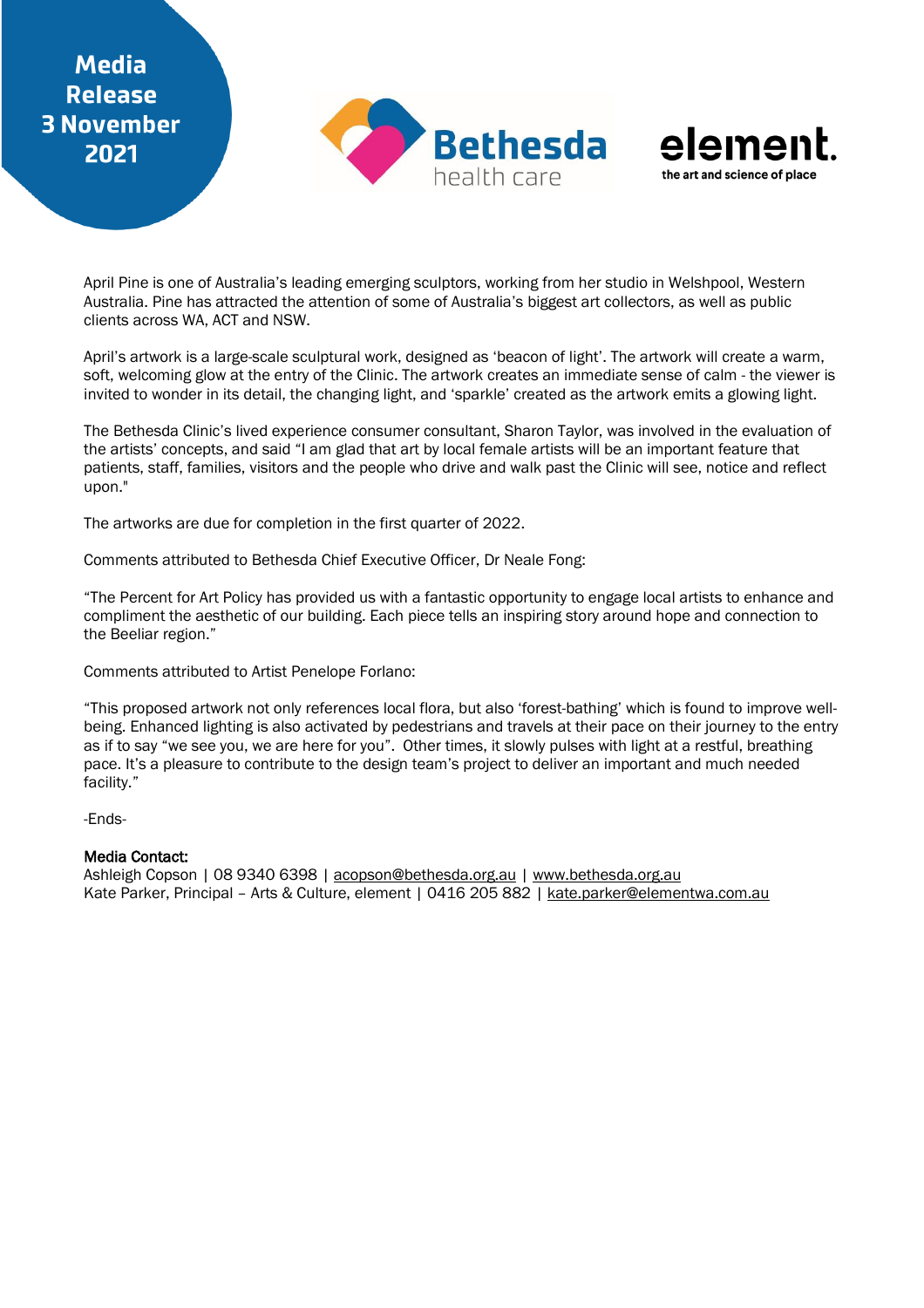**Media Release 3 November 2021**

April Pine is one of Australia's leading emerging sculptors, working from her studio in Welshpool, Western Australia. Pine has attracted the attention of some of Australia's biggest art collectors, as well as public clients across WA, ACT and NSW.

April's artwork is a large-scale sculptural work, designed as 'beacon of light'. The artwork will create a warm, soft, welcoming glow at the entry of the Clinic. The artwork creates an immediate sense of calm - the viewer is invited to wonder in its detail, the changing light, and 'sparkle' created as the artwork emits a glowing light.

The Bethesda Clinic's lived experience consumer consultant, Sharon Taylor, was involved in the evaluation of the artists' concepts, and said "I am glad that art by local female artists will be an important feature that patients, staff, families, visitors and the people who drive and walk past the Clinic will see, notice and reflect upon."

The artworks are due for completion in the first quarter of 2022.

Comments attributed to Bethesda Chief Executive Officer, Dr Neale Fong:

"The Percent for Art Policy has provided us with a fantastic opportunity to engage local artists to enhance and compliment the aesthetic of our building. Each piece tells an inspiring story around hope and connection to the Beeliar region."

Comments attributed to Artist Penelope Forlano:

"This proposed artwork not only references local flora, but also 'forest-bathing' which is found to improve well-being. Enhanced lighting is also activated by pedestrians and travels at their pace on their journey to the entry as if to say "we see you, we are here for you". Other times, it slowly pulses with light at a restful, breathing pace. It's a pleasure to contribute to the design team's project to deliver an important and much needed facility."

-Ends-

**Media Contact:**
Ashleigh Copson | 08 9340 6398 | acopson@bethesda.org.au | www.bethesda.org.au
Kate Parker, Principal – Arts & Culture, element | 0416 205 882 | kate.parker@elementwa.com.au